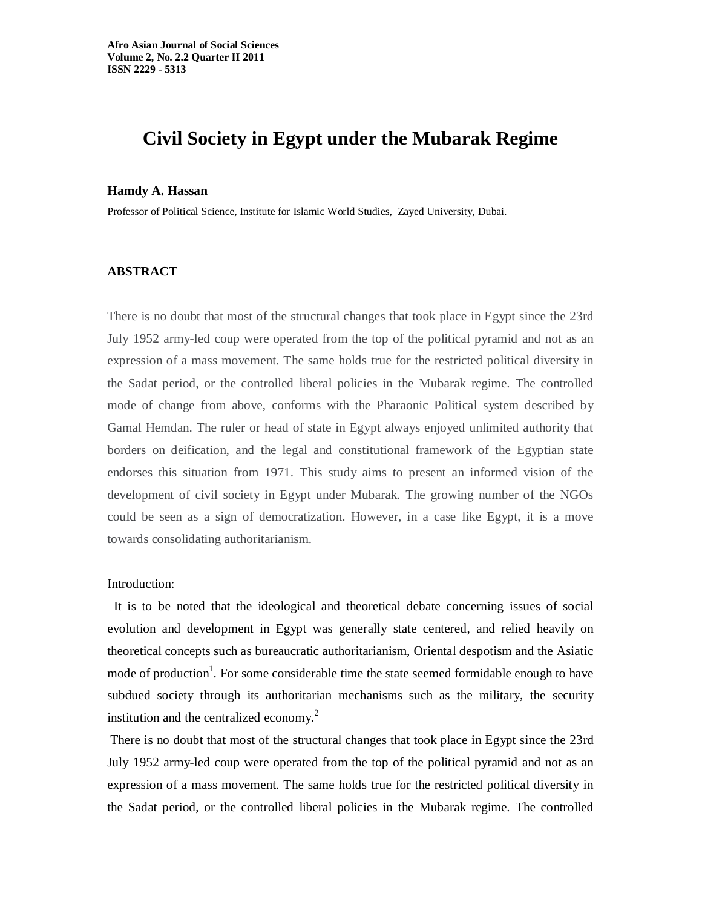**Afro Asian Journal of Social Sciences**
**Volume 2, No. 2.2 Quarter II 2011**
**ISSN 2229 - 5313**

# Civil Society in Egypt under the Mubarak Regime

**Hamdy A. Hassan**

Professor of Political Science, Institute for Islamic World Studies, Zayed University, Dubai.

## ABSTRACT

There is no doubt that most of the structural changes that took place in Egypt since the 23rd July 1952 army-led coup were operated from the top of the political pyramid and not as an expression of a mass movement. The same holds true for the restricted political diversity in the Sadat period, or the controlled liberal policies in the Mubarak regime. The controlled mode of change from above, conforms with the Pharaonic Political system described by Gamal Hemdan. The ruler or head of state in Egypt always enjoyed unlimited authority that borders on deification, and the legal and constitutional framework of the Egyptian state endorses this situation from 1971. This study aims to present an informed vision of the development of civil society in Egypt under Mubarak. The growing number of the NGOs could be seen as a sign of democratization. However, in a case like Egypt, it is a move towards consolidating authoritarianism.

Introduction:

It is to be noted that the ideological and theoretical debate concerning issues of social evolution and development in Egypt was generally state centered, and relied heavily on theoretical concepts such as bureaucratic authoritarianism, Oriental despotism and the Asiatic mode of production[1]. For some considerable time the state seemed formidable enough to have subdued society through its authoritarian mechanisms such as the military, the security institution and the centralized economy.[2]

There is no doubt that most of the structural changes that took place in Egypt since the 23rd July 1952 army-led coup were operated from the top of the political pyramid and not as an expression of a mass movement. The same holds true for the restricted political diversity in the Sadat period, or the controlled liberal policies in the Mubarak regime. The controlled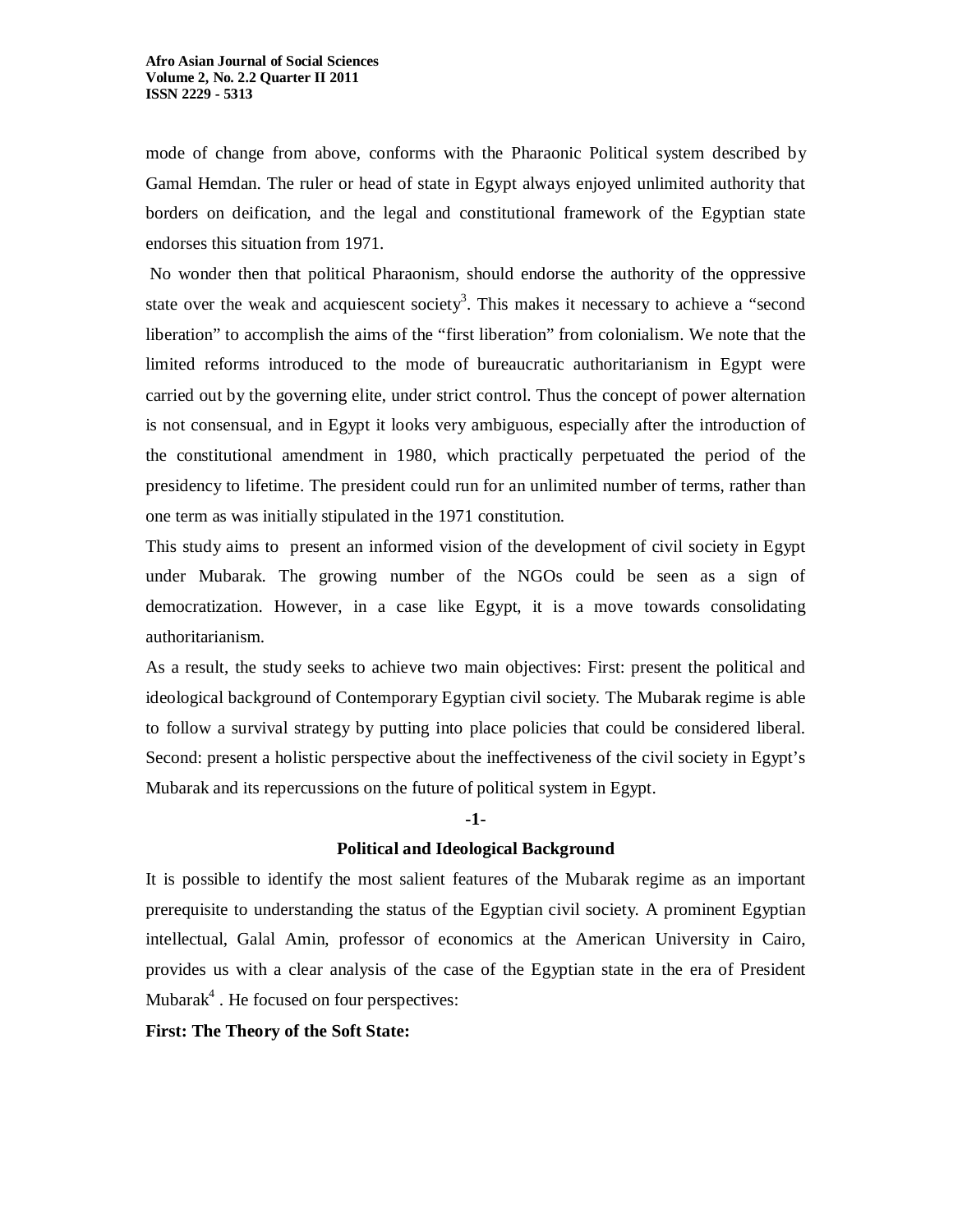mode of change from above, conforms with the Pharaonic Political system described by Gamal Hemdan. The ruler or head of state in Egypt always enjoyed unlimited authority that borders on deification, and the legal and constitutional framework of the Egyptian state endorses this situation from 1971.

No wonder then that political Pharaonism, should endorse the authority of the oppressive state over the weak and acquiescent society[3]. This makes it necessary to achieve a "second liberation" to accomplish the aims of the "first liberation" from colonialism. We note that the limited reforms introduced to the mode of bureaucratic authoritarianism in Egypt were carried out by the governing elite, under strict control. Thus the concept of power alternation is not consensual, and in Egypt it looks very ambiguous, especially after the introduction of the constitutional amendment in 1980, which practically perpetuated the period of the presidency to lifetime. The president could run for an unlimited number of terms, rather than one term as was initially stipulated in the 1971 constitution.

This study aims to present an informed vision of the development of civil society in Egypt under Mubarak. The growing number of the NGOs could be seen as a sign of democratization. However, in a case like Egypt, it is a move towards consolidating authoritarianism.

As a result, the study seeks to achieve two main objectives: First: present the political and ideological background of Contemporary Egyptian civil society. The Mubarak regime is able to follow a survival strategy by putting into place policies that could be considered liberal. Second: present a holistic perspective about the ineffectiveness of the civil society in Egypt's Mubarak and its repercussions on the future of political system in Egypt.

## -1-
## Political and Ideological Background

It is possible to identify the most salient features of the Mubarak regime as an important prerequisite to understanding the status of the Egyptian civil society. A prominent Egyptian intellectual, Galal Amin, professor of economics at the American University in Cairo, provides us with a clear analysis of the case of the Egyptian state in the era of President Mubarak[4] . He focused on four perspectives:

**First: The Theory of the Soft State:**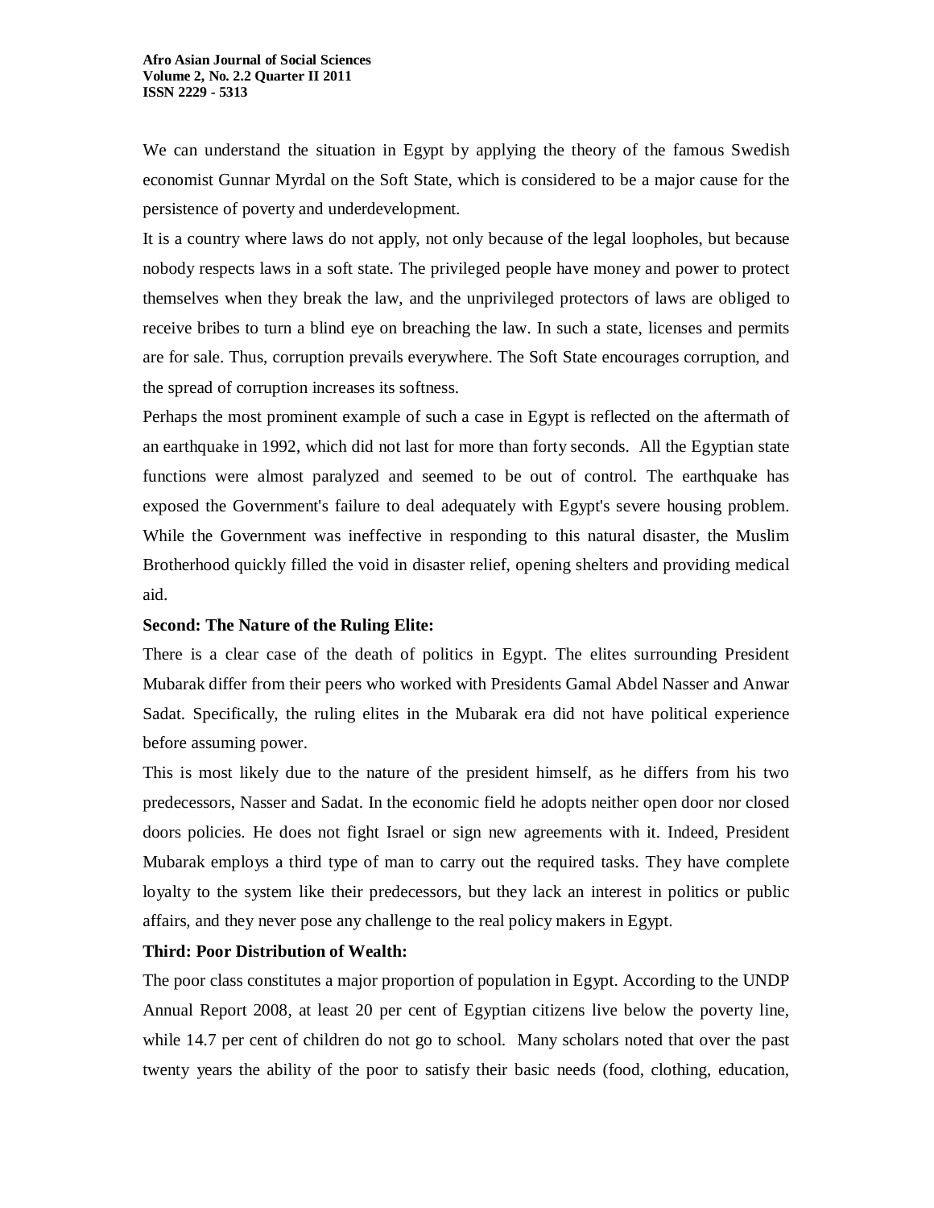We can understand the situation in Egypt by applying the theory of the famous Swedish economist Gunnar Myrdal on the Soft State, which is considered to be a major cause for the persistence of poverty and underdevelopment.

It is a country where laws do not apply, not only because of the legal loopholes, but because nobody respects laws in a soft state. The privileged people have money and power to protect themselves when they break the law, and the unprivileged protectors of laws are obliged to receive bribes to turn a blind eye on breaching the law. In such a state, licenses and permits are for sale. Thus, corruption prevails everywhere. The Soft State encourages corruption, and the spread of corruption increases its softness.

Perhaps the most prominent example of such a case in Egypt is reflected on the aftermath of an earthquake in 1992, which did not last for more than forty seconds. All the Egyptian state functions were almost paralyzed and seemed to be out of control. The earthquake has exposed the Government's failure to deal adequately with Egypt's severe housing problem. While the Government was ineffective in responding to this natural disaster, the Muslim Brotherhood quickly filled the void in disaster relief, opening shelters and providing medical aid.

**Second: The Nature of the Ruling Elite:**

There is a clear case of the death of politics in Egypt. The elites surrounding President Mubarak differ from their peers who worked with Presidents Gamal Abdel Nasser and Anwar Sadat. Specifically, the ruling elites in the Mubarak era did not have political experience before assuming power.

This is most likely due to the nature of the president himself, as he differs from his two predecessors, Nasser and Sadat. In the economic field he adopts neither open door nor closed doors policies. He does not fight Israel or sign new agreements with it. Indeed, President Mubarak employs a third type of man to carry out the required tasks. They have complete loyalty to the system like their predecessors, but they lack an interest in politics or public affairs, and they never pose any challenge to the real policy makers in Egypt.

**Third: Poor Distribution of Wealth:**

The poor class constitutes a major proportion of population in Egypt. According to the UNDP Annual Report 2008, at least 20 per cent of Egyptian citizens live below the poverty line, while 14.7 per cent of children do not go to school. Many scholars noted that over the past twenty years the ability of the poor to satisfy their basic needs (food, clothing, education,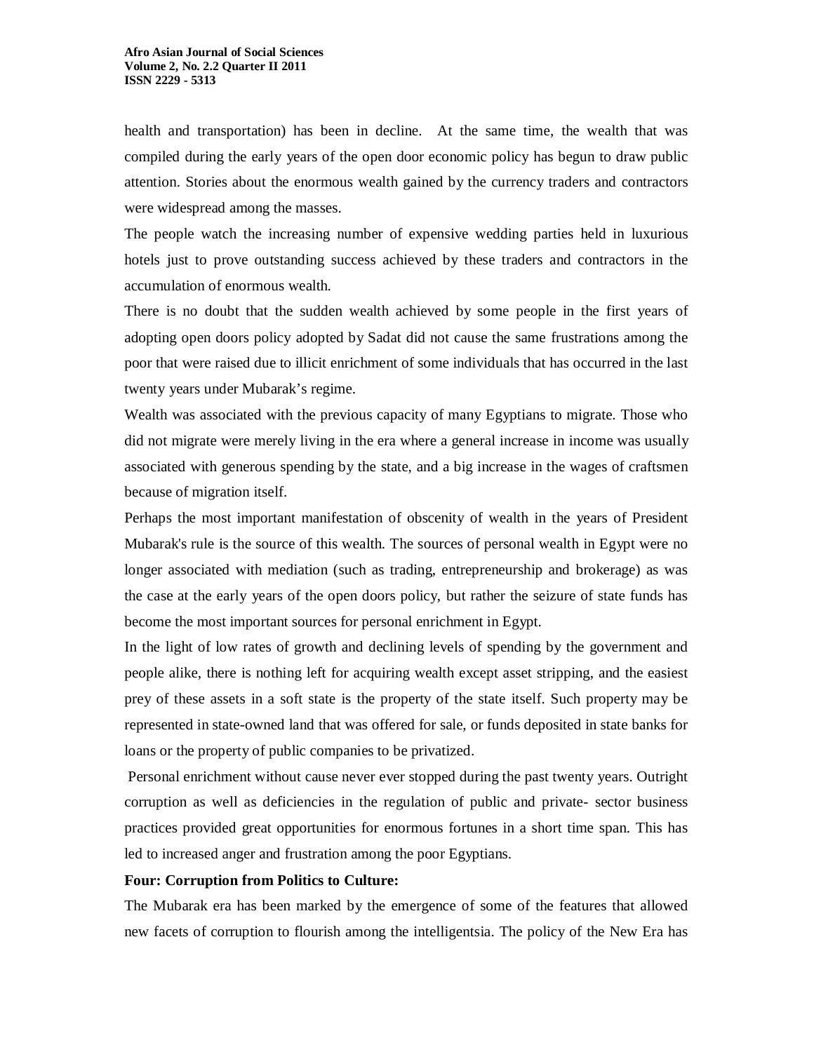health and transportation) has been in decline. At the same time, the wealth that was compiled during the early years of the open door economic policy has begun to draw public attention. Stories about the enormous wealth gained by the currency traders and contractors were widespread among the masses.

The people watch the increasing number of expensive wedding parties held in luxurious hotels just to prove outstanding success achieved by these traders and contractors in the accumulation of enormous wealth.

There is no doubt that the sudden wealth achieved by some people in the first years of adopting open doors policy adopted by Sadat did not cause the same frustrations among the poor that were raised due to illicit enrichment of some individuals that has occurred in the last twenty years under Mubarak's regime.

Wealth was associated with the previous capacity of many Egyptians to migrate. Those who did not migrate were merely living in the era where a general increase in income was usually associated with generous spending by the state, and a big increase in the wages of craftsmen because of migration itself.

Perhaps the most important manifestation of obscenity of wealth in the years of President Mubarak's rule is the source of this wealth. The sources of personal wealth in Egypt were no longer associated with mediation (such as trading, entrepreneurship and brokerage) as was the case at the early years of the open doors policy, but rather the seizure of state funds has become the most important sources for personal enrichment in Egypt.

In the light of low rates of growth and declining levels of spending by the government and people alike, there is nothing left for acquiring wealth except asset stripping, and the easiest prey of these assets in a soft state is the property of the state itself. Such property may be represented in state-owned land that was offered for sale, or funds deposited in state banks for loans or the property of public companies to be privatized.

Personal enrichment without cause never ever stopped during the past twenty years. Outright corruption as well as deficiencies in the regulation of public and private- sector business practices provided great opportunities for enormous fortunes in a short time span. This has led to increased anger and frustration among the poor Egyptians.

**Four: Corruption from Politics to Culture:**

The Mubarak era has been marked by the emergence of some of the features that allowed new facets of corruption to flourish among the intelligentsia. The policy of the New Era has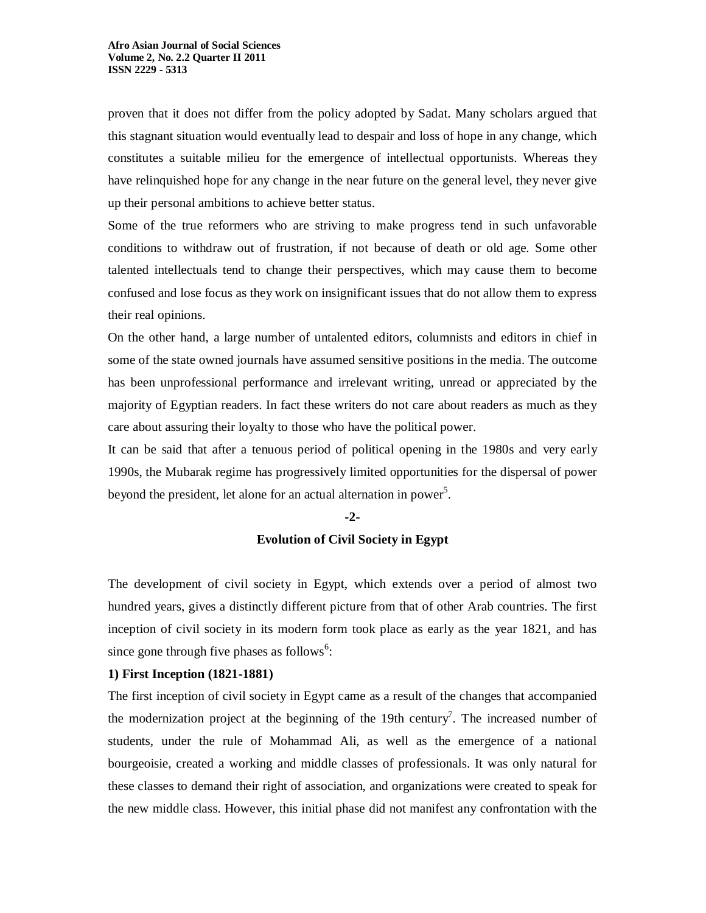proven that it does not differ from the policy adopted by Sadat. Many scholars argued that this stagnant situation would eventually lead to despair and loss of hope in any change, which constitutes a suitable milieu for the emergence of intellectual opportunists. Whereas they have relinquished hope for any change in the near future on the general level, they never give up their personal ambitions to achieve better status.

Some of the true reformers who are striving to make progress tend in such unfavorable conditions to withdraw out of frustration, if not because of death or old age. Some other talented intellectuals tend to change their perspectives, which may cause them to become confused and lose focus as they work on insignificant issues that do not allow them to express their real opinions.

On the other hand, a large number of untalented editors, columnists and editors in chief in some of the state owned journals have assumed sensitive positions in the media. The outcome has been unprofessional performance and irrelevant writing, unread or appreciated by the majority of Egyptian readers. In fact these writers do not care about readers as much as they care about assuring their loyalty to those who have the political power.

It can be said that after a tenuous period of political opening in the 1980s and very early 1990s, the Mubarak regime has progressively limited opportunities for the dispersal of power beyond the president, let alone for an actual alternation in power[5].

## -2-
## Evolution of Civil Society in Egypt

The development of civil society in Egypt, which extends over a period of almost two hundred years, gives a distinctly different picture from that of other Arab countries. The first inception of civil society in its modern form took place as early as the year 1821, and has since gone through five phases as follows[6]:

**1) First Inception (1821-1881)**

The first inception of civil society in Egypt came as a result of the changes that accompanied the modernization project at the beginning of the 19th century[7]. The increased number of students, under the rule of Mohammad Ali, as well as the emergence of a national bourgeoisie, created a working and middle classes of professionals. It was only natural for these classes to demand their right of association, and organizations were created to speak for the new middle class. However, this initial phase did not manifest any confrontation with the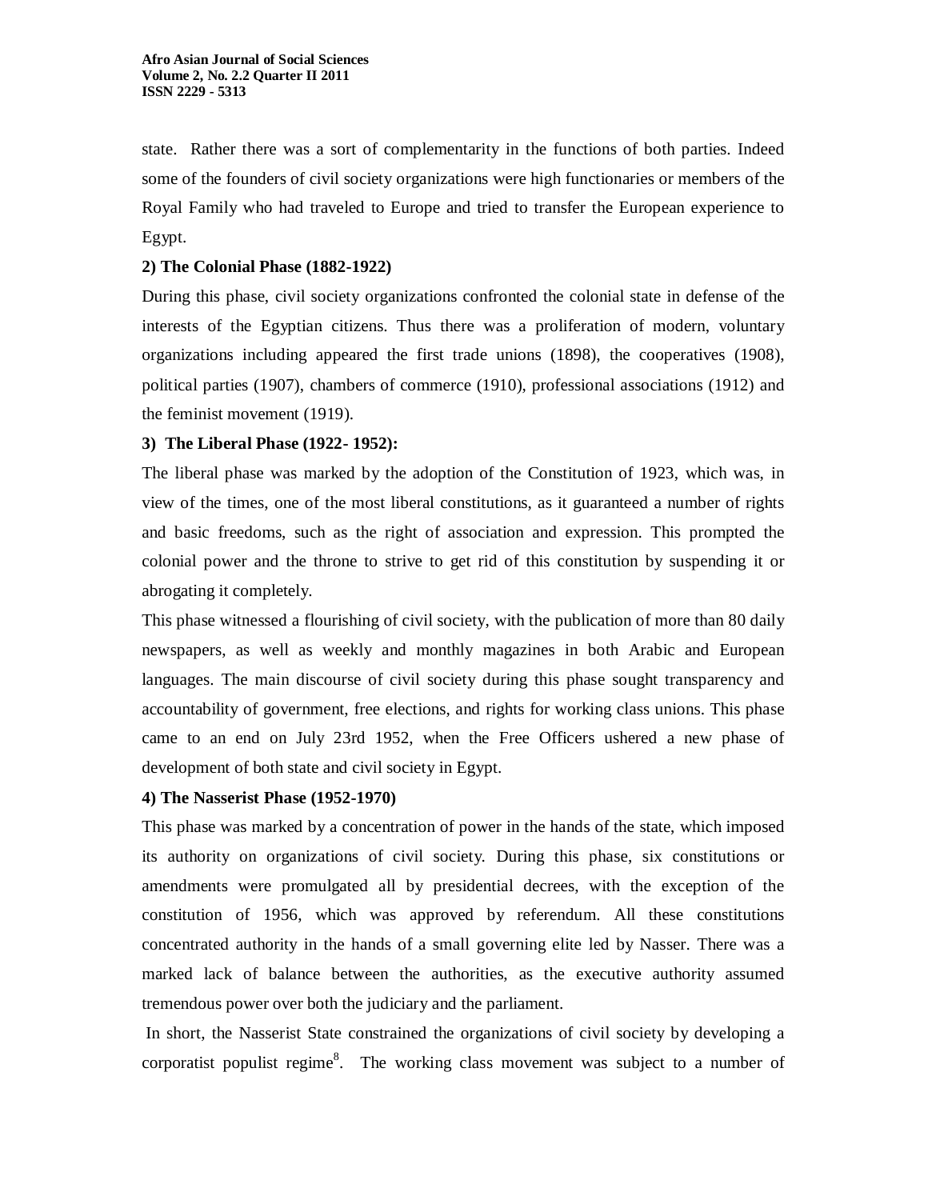state. Rather there was a sort of complementarity in the functions of both parties. Indeed some of the founders of civil society organizations were high functionaries or members of the Royal Family who had traveled to Europe and tried to transfer the European experience to Egypt.

**2) The Colonial Phase (1882-1922)**

During this phase, civil society organizations confronted the colonial state in defense of the interests of the Egyptian citizens. Thus there was a proliferation of modern, voluntary organizations including appeared the first trade unions (1898), the cooperatives (1908), political parties (1907), chambers of commerce (1910), professional associations (1912) and the feminist movement (1919).

**3) The Liberal Phase (1922- 1952):**

The liberal phase was marked by the adoption of the Constitution of 1923, which was, in view of the times, one of the most liberal constitutions, as it guaranteed a number of rights and basic freedoms, such as the right of association and expression. This prompted the colonial power and the throne to strive to get rid of this constitution by suspending it or abrogating it completely.

This phase witnessed a flourishing of civil society, with the publication of more than 80 daily newspapers, as well as weekly and monthly magazines in both Arabic and European languages. The main discourse of civil society during this phase sought transparency and accountability of government, free elections, and rights for working class unions. This phase came to an end on July 23rd 1952, when the Free Officers ushered a new phase of development of both state and civil society in Egypt.

**4) The Nasserist Phase (1952-1970)**

This phase was marked by a concentration of power in the hands of the state, which imposed its authority on organizations of civil society. During this phase, six constitutions or amendments were promulgated all by presidential decrees, with the exception of the constitution of 1956, which was approved by referendum. All these constitutions concentrated authority in the hands of a small governing elite led by Nasser. There was a marked lack of balance between the authorities, as the executive authority assumed tremendous power over both the judiciary and the parliament.

In short, the Nasserist State constrained the organizations of civil society by developing a corporatist populist regime[8]. The working class movement was subject to a number of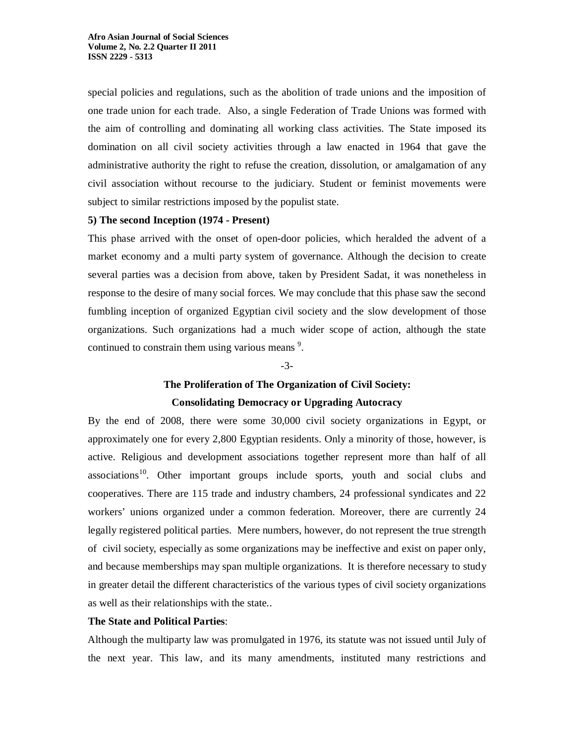special policies and regulations, such as the abolition of trade unions and the imposition of one trade union for each trade. Also, a single Federation of Trade Unions was formed with the aim of controlling and dominating all working class activities. The State imposed its domination on all civil society activities through a law enacted in 1964 that gave the administrative authority the right to refuse the creation, dissolution, or amalgamation of any civil association without recourse to the judiciary. Student or feminist movements were subject to similar restrictions imposed by the populist state.

**5) The second Inception (1974 - Present)**

This phase arrived with the onset of open-door policies, which heralded the advent of a market economy and a multi party system of governance. Although the decision to create several parties was a decision from above, taken by President Sadat, it was nonetheless in response to the desire of many social forces. We may conclude that this phase saw the second fumbling inception of organized Egyptian civil society and the slow development of those organizations. Such organizations had a much wider scope of action, although the state continued to constrain them using various means [9].

-3-

## The Proliferation of The Organization of Civil Society: Consolidating Democracy or Upgrading Autocracy

By the end of 2008, there were some 30,000 civil society organizations in Egypt, or approximately one for every 2,800 Egyptian residents. Only a minority of those, however, is active. Religious and development associations together represent more than half of all associations[10]. Other important groups include sports, youth and social clubs and cooperatives. There are 115 trade and industry chambers, 24 professional syndicates and 22 workers' unions organized under a common federation. Moreover, there are currently 24 legally registered political parties. Mere numbers, however, do not represent the true strength of civil society, especially as some organizations may be ineffective and exist on paper only, and because memberships may span multiple organizations. It is therefore necessary to study in greater detail the different characteristics of the various types of civil society organizations as well as their relationships with the state..

**The State and Political Parties**:

Although the multiparty law was promulgated in 1976, its statute was not issued until July of the next year. This law, and its many amendments, instituted many restrictions and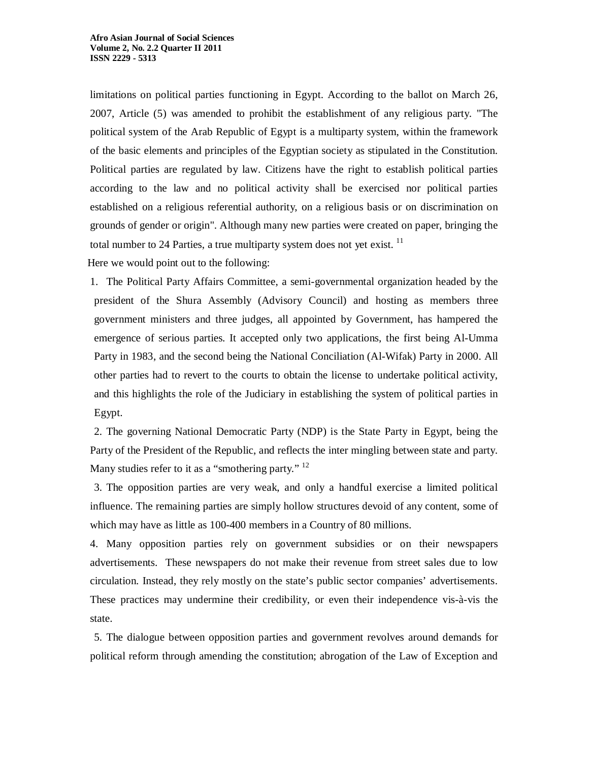limitations on political parties functioning in Egypt. According to the ballot on March 26, 2007, Article (5) was amended to prohibit the establishment of any religious party. "The political system of the Arab Republic of Egypt is a multiparty system, within the framework of the basic elements and principles of the Egyptian society as stipulated in the Constitution. Political parties are regulated by law. Citizens have the right to establish political parties according to the law and no political activity shall be exercised nor political parties established on a religious referential authority, on a religious basis or on discrimination on grounds of gender or origin". Although many new parties were created on paper, bringing the total number to 24 Parties, a true multiparty system does not yet exist. [11]

Here we would point out to the following:

1. The Political Party Affairs Committee, a semi-governmental organization headed by the president of the Shura Assembly (Advisory Council) and hosting as members three government ministers and three judges, all appointed by Government, has hampered the emergence of serious parties. It accepted only two applications, the first being Al-Umma Party in 1983, and the second being the National Conciliation (Al-Wifak) Party in 2000. All other parties had to revert to the courts to obtain the license to undertake political activity, and this highlights the role of the Judiciary in establishing the system of political parties in Egypt.

2. The governing National Democratic Party (NDP) is the State Party in Egypt, being the Party of the President of the Republic, and reflects the inter mingling between state and party. Many studies refer to it as a "smothering party." [12]

3. The opposition parties are very weak, and only a handful exercise a limited political influence. The remaining parties are simply hollow structures devoid of any content, some of which may have as little as 100-400 members in a Country of 80 millions.

4. Many opposition parties rely on government subsidies or on their newspapers advertisements. These newspapers do not make their revenue from street sales due to low circulation. Instead, they rely mostly on the state's public sector companies' advertisements. These practices may undermine their credibility, or even their independence vis-à-vis the state.

5. The dialogue between opposition parties and government revolves around demands for political reform through amending the constitution; abrogation of the Law of Exception and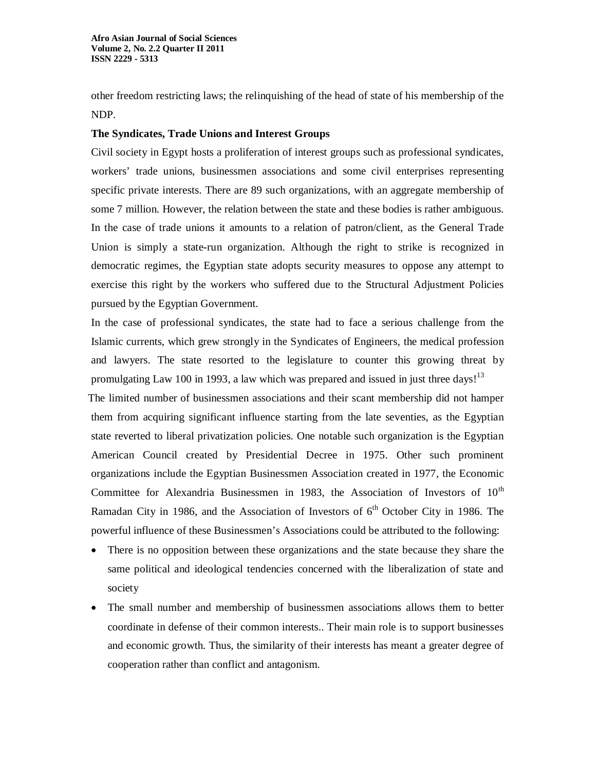other freedom restricting laws; the relinquishing of the head of state of his membership of the NDP.

**The Syndicates, Trade Unions and Interest Groups**

Civil society in Egypt hosts a proliferation of interest groups such as professional syndicates, workers' trade unions, businessmen associations and some civil enterprises representing specific private interests. There are 89 such organizations, with an aggregate membership of some 7 million. However, the relation between the state and these bodies is rather ambiguous. In the case of trade unions it amounts to a relation of patron/client, as the General Trade Union is simply a state-run organization. Although the right to strike is recognized in democratic regimes, the Egyptian state adopts security measures to oppose any attempt to exercise this right by the workers who suffered due to the Structural Adjustment Policies pursued by the Egyptian Government.

In the case of professional syndicates, the state had to face a serious challenge from the Islamic currents, which grew strongly in the Syndicates of Engineers, the medical profession and lawyers. The state resorted to the legislature to counter this growing threat by promulgating Law 100 in 1993, a law which was prepared and issued in just three days![13]

The limited number of businessmen associations and their scant membership did not hamper them from acquiring significant influence starting from the late seventies, as the Egyptian state reverted to liberal privatization policies. One notable such organization is the Egyptian American Council created by Presidential Decree in 1975. Other such prominent organizations include the Egyptian Businessmen Association created in 1977, the Economic Committee for Alexandria Businessmen in 1983, the Association of Investors of 10th Ramadan City in 1986, and the Association of Investors of 6th October City in 1986. The powerful influence of these Businessmen's Associations could be attributed to the following:

- There is no opposition between these organizations and the state because they share the same political and ideological tendencies concerned with the liberalization of state and society
- The small number and membership of businessmen associations allows them to better coordinate in defense of their common interests.. Their main role is to support businesses and economic growth. Thus, the similarity of their interests has meant a greater degree of cooperation rather than conflict and antagonism.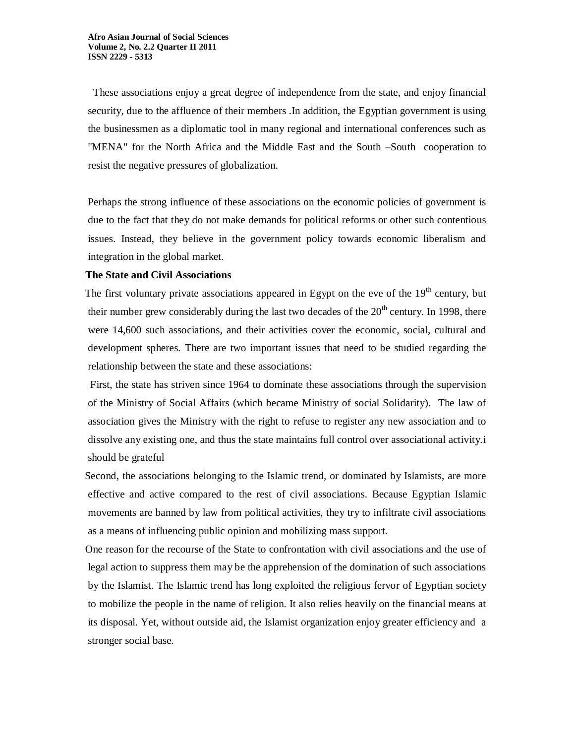These associations enjoy a great degree of independence from the state, and enjoy financial security, due to the affluence of their members .In addition, the Egyptian government is using the businessmen as a diplomatic tool in many regional and international conferences such as "MENA" for the North Africa and the Middle East and the South –South cooperation to resist the negative pressures of globalization.

Perhaps the strong influence of these associations on the economic policies of government is due to the fact that they do not make demands for political reforms or other such contentious issues. Instead, they believe in the government policy towards economic liberalism and integration in the global market.

**The State and Civil Associations**

The first voluntary private associations appeared in Egypt on the eve of the 19th century, but their number grew considerably during the last two decades of the 20th century. In 1998, there were 14,600 such associations, and their activities cover the economic, social, cultural and development spheres. There are two important issues that need to be studied regarding the relationship between the state and these associations:

First, the state has striven since 1964 to dominate these associations through the supervision of the Ministry of Social Affairs (which became Ministry of social Solidarity). The law of association gives the Ministry with the right to refuse to register any new association and to dissolve any existing one, and thus the state maintains full control over associational activity.i should be grateful

Second, the associations belonging to the Islamic trend, or dominated by Islamists, are more effective and active compared to the rest of civil associations. Because Egyptian Islamic movements are banned by law from political activities, they try to infiltrate civil associations as a means of influencing public opinion and mobilizing mass support.

One reason for the recourse of the State to confrontation with civil associations and the use of legal action to suppress them may be the apprehension of the domination of such associations by the Islamist. The Islamic trend has long exploited the religious fervor of Egyptian society to mobilize the people in the name of religion. It also relies heavily on the financial means at its disposal. Yet, without outside aid, the Islamist organization enjoy greater efficiency and a stronger social base.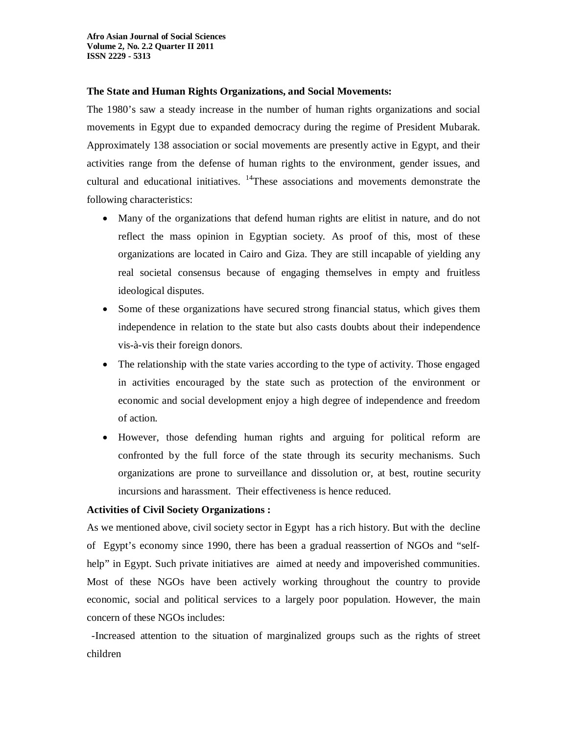**The State and Human Rights Organizations, and Social Movements:**

The 1980's saw a steady increase in the number of human rights organizations and social movements in Egypt due to expanded democracy during the regime of President Mubarak. Approximately 138 association or social movements are presently active in Egypt, and their activities range from the defense of human rights to the environment, gender issues, and cultural and educational initiatives. [14]These associations and movements demonstrate the following characteristics:

- Many of the organizations that defend human rights are elitist in nature, and do not reflect the mass opinion in Egyptian society. As proof of this, most of these organizations are located in Cairo and Giza. They are still incapable of yielding any real societal consensus because of engaging themselves in empty and fruitless ideological disputes.
- Some of these organizations have secured strong financial status, which gives them independence in relation to the state but also casts doubts about their independence vis-à-vis their foreign donors.
- The relationship with the state varies according to the type of activity. Those engaged in activities encouraged by the state such as protection of the environment or economic and social development enjoy a high degree of independence and freedom of action.
- However, those defending human rights and arguing for political reform are confronted by the full force of the state through its security mechanisms. Such organizations are prone to surveillance and dissolution or, at best, routine security incursions and harassment. Their effectiveness is hence reduced.

**Activities of Civil Society Organizations :**

As we mentioned above, civil society sector in Egypt has a rich history. But with the decline of Egypt's economy since 1990, there has been a gradual reassertion of NGOs and "self-help" in Egypt. Such private initiatives are aimed at needy and impoverished communities. Most of these NGOs have been actively working throughout the country to provide economic, social and political services to a largely poor population. However, the main concern of these NGOs includes:

-Increased attention to the situation of marginalized groups such as the rights of street children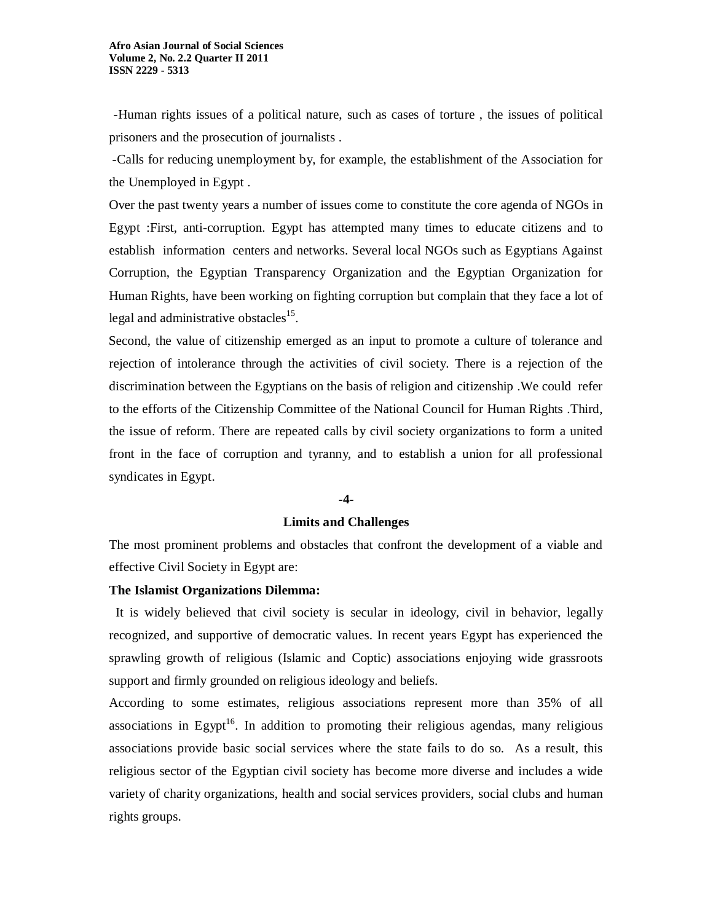-Human rights issues of a political nature, such as cases of torture , the issues of political prisoners and the prosecution of journalists .

-Calls for reducing unemployment by, for example, the establishment of the Association for the Unemployed in Egypt .

Over the past twenty years a number of issues come to constitute the core agenda of NGOs in Egypt :First, anti-corruption. Egypt has attempted many times to educate citizens and to establish information centers and networks. Several local NGOs such as Egyptians Against Corruption, the Egyptian Transparency Organization and the Egyptian Organization for Human Rights, have been working on fighting corruption but complain that they face a lot of legal and administrative obstacles[15].

Second, the value of citizenship emerged as an input to promote a culture of tolerance and rejection of intolerance through the activities of civil society. There is a rejection of the discrimination between the Egyptians on the basis of religion and citizenship .We could refer to the efforts of the Citizenship Committee of the National Council for Human Rights .Third, the issue of reform. There are repeated calls by civil society organizations to form a united front in the face of corruption and tyranny, and to establish a union for all professional syndicates in Egypt.

## -4-

## Limits and Challenges

The most prominent problems and obstacles that confront the development of a viable and effective Civil Society in Egypt are:

**The Islamist Organizations Dilemma:**

It is widely believed that civil society is secular in ideology, civil in behavior, legally recognized, and supportive of democratic values. In recent years Egypt has experienced the sprawling growth of religious (Islamic and Coptic) associations enjoying wide grassroots support and firmly grounded on religious ideology and beliefs.

According to some estimates, religious associations represent more than 35% of all associations in Egypt[16]. In addition to promoting their religious agendas, many religious associations provide basic social services where the state fails to do so. As a result, this religious sector of the Egyptian civil society has become more diverse and includes a wide variety of charity organizations, health and social services providers, social clubs and human rights groups.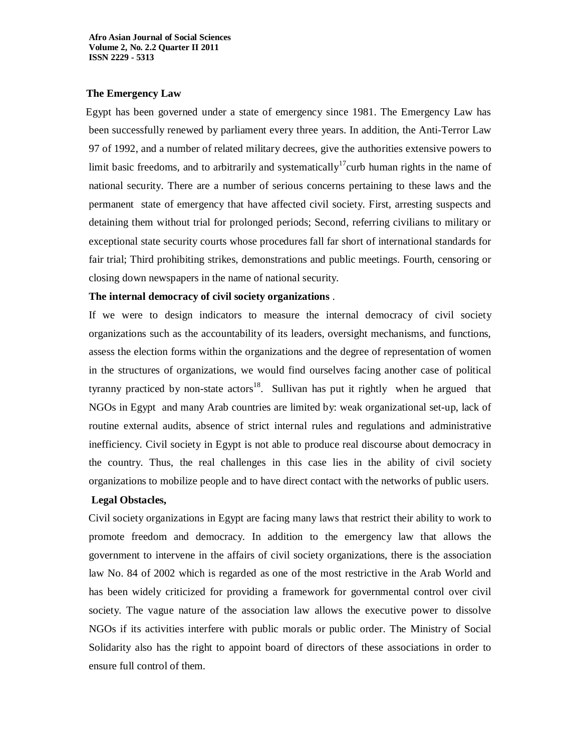**The Emergency Law**

Egypt has been governed under a state of emergency since 1981. The Emergency Law has been successfully renewed by parliament every three years. In addition, the Anti-Terror Law 97 of 1992, and a number of related military decrees, give the authorities extensive powers to limit basic freedoms, and to arbitrarily and systematically[17]curb human rights in the name of national security. There are a number of serious concerns pertaining to these laws and the permanent state of emergency that have affected civil society. First, arresting suspects and detaining them without trial for prolonged periods; Second, referring civilians to military or exceptional state security courts whose procedures fall far short of international standards for fair trial; Third prohibiting strikes, demonstrations and public meetings. Fourth, censoring or closing down newspapers in the name of national security.

**The internal democracy of civil society organizations** .

If we were to design indicators to measure the internal democracy of civil society organizations such as the accountability of its leaders, oversight mechanisms, and functions, assess the election forms within the organizations and the degree of representation of women in the structures of organizations, we would find ourselves facing another case of political tyranny practiced by non-state actors[18]. Sullivan has put it rightly when he argued that NGOs in Egypt and many Arab countries are limited by: weak organizational set-up, lack of routine external audits, absence of strict internal rules and regulations and administrative inefficiency. Civil society in Egypt is not able to produce real discourse about democracy in the country. Thus, the real challenges in this case lies in the ability of civil society organizations to mobilize people and to have direct contact with the networks of public users.

**Legal Obstacles,**

Civil society organizations in Egypt are facing many laws that restrict their ability to work to promote freedom and democracy. In addition to the emergency law that allows the government to intervene in the affairs of civil society organizations, there is the association law No. 84 of 2002 which is regarded as one of the most restrictive in the Arab World and has been widely criticized for providing a framework for governmental control over civil society. The vague nature of the association law allows the executive power to dissolve NGOs if its activities interfere with public morals or public order. The Ministry of Social Solidarity also has the right to appoint board of directors of these associations in order to ensure full control of them.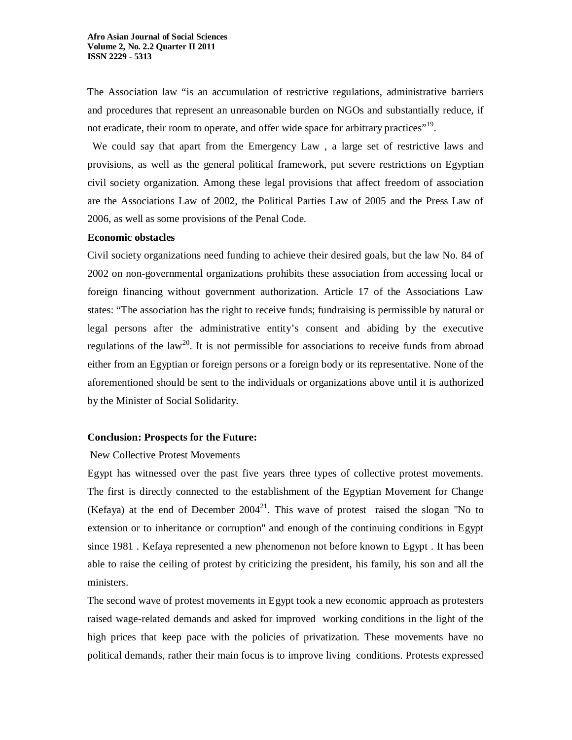The Association law “is an accumulation of restrictive regulations, administrative barriers and procedures that represent an unreasonable burden on NGOs and substantially reduce, if not eradicate, their room to operate, and offer wide space for arbitrary practices”[19].

We could say that apart from the Emergency Law , a large set of restrictive laws and provisions, as well as the general political framework, put severe restrictions on Egyptian civil society organization. Among these legal provisions that affect freedom of association are the Associations Law of 2002, the Political Parties Law of 2005 and the Press Law of 2006, as well as some provisions of the Penal Code.

**Economic obstacles**

Civil society organizations need funding to achieve their desired goals, but the law No. 84 of 2002 on non-governmental organizations prohibits these association from accessing local or foreign financing without government authorization. Article 17 of the Associations Law states: “The association has the right to receive funds; fundraising is permissible by natural or legal persons after the administrative entity’s consent and abiding by the executive regulations of the law[20]. It is not permissible for associations to receive funds from abroad either from an Egyptian or foreign persons or a foreign body or its representative. None of the aforementioned should be sent to the individuals or organizations above until it is authorized by the Minister of Social Solidarity.

**Conclusion: Prospects for the Future:**

New Collective Protest Movements

Egypt has witnessed over the past five years three types of collective protest movements. The first is directly connected to the establishment of the Egyptian Movement for Change (Kefaya) at the end of December 2004[21]. This wave of protest raised the slogan "No to extension or to inheritance or corruption" and enough of the continuing conditions in Egypt since 1981 . Kefaya represented a new phenomenon not before known to Egypt . It has been able to raise the ceiling of protest by criticizing the president, his family, his son and all the ministers.

The second wave of protest movements in Egypt took a new economic approach as protesters raised wage-related demands and asked for improved working conditions in the light of the high prices that keep pace with the policies of privatization. These movements have no political demands, rather their main focus is to improve living conditions. Protests expressed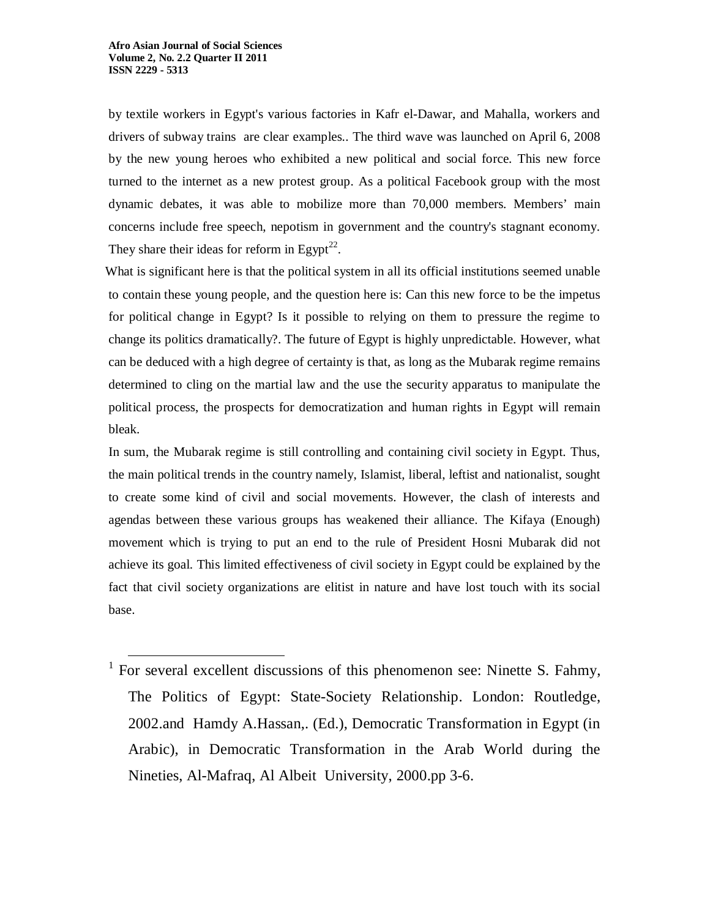by textile workers in Egypt's various factories in Kafr el-Dawar, and Mahalla, workers and drivers of subway trains are clear examples.. The third wave was launched on April 6, 2008 by the new young heroes who exhibited a new political and social force. This new force turned to the internet as a new protest group. As a political Facebook group with the most dynamic debates, it was able to mobilize more than 70,000 members. Members' main concerns include free speech, nepotism in government and the country's stagnant economy. They share their ideas for reform in Egypt[22].

What is significant here is that the political system in all its official institutions seemed unable to contain these young people, and the question here is: Can this new force to be the impetus for political change in Egypt? Is it possible to relying on them to pressure the regime to change its politics dramatically?. The future of Egypt is highly unpredictable. However, what can be deduced with a high degree of certainty is that, as long as the Mubarak regime remains determined to cling on the martial law and the use the security apparatus to manipulate the political process, the prospects for democratization and human rights in Egypt will remain bleak.

In sum, the Mubarak regime is still controlling and containing civil society in Egypt. Thus, the main political trends in the country namely, Islamist, liberal, leftist and nationalist, sought to create some kind of civil and social movements. However, the clash of interests and agendas between these various groups has weakened their alliance. The Kifaya (Enough) movement which is trying to put an end to the rule of President Hosni Mubarak did not achieve its goal. This limited effectiveness of civil society in Egypt could be explained by the fact that civil society organizations are elitist in nature and have lost touch with its social base.

---

[1] For several excellent discussions of this phenomenon see: Ninette S. Fahmy, The Politics of Egypt: State-Society Relationship. London: Routledge, 2002.and Hamdy A.Hassan,. (Ed.), Democratic Transformation in Egypt (in Arabic), in Democratic Transformation in the Arab World during the Nineties, Al-Mafraq, Al Albeit University, 2000.pp 3-6.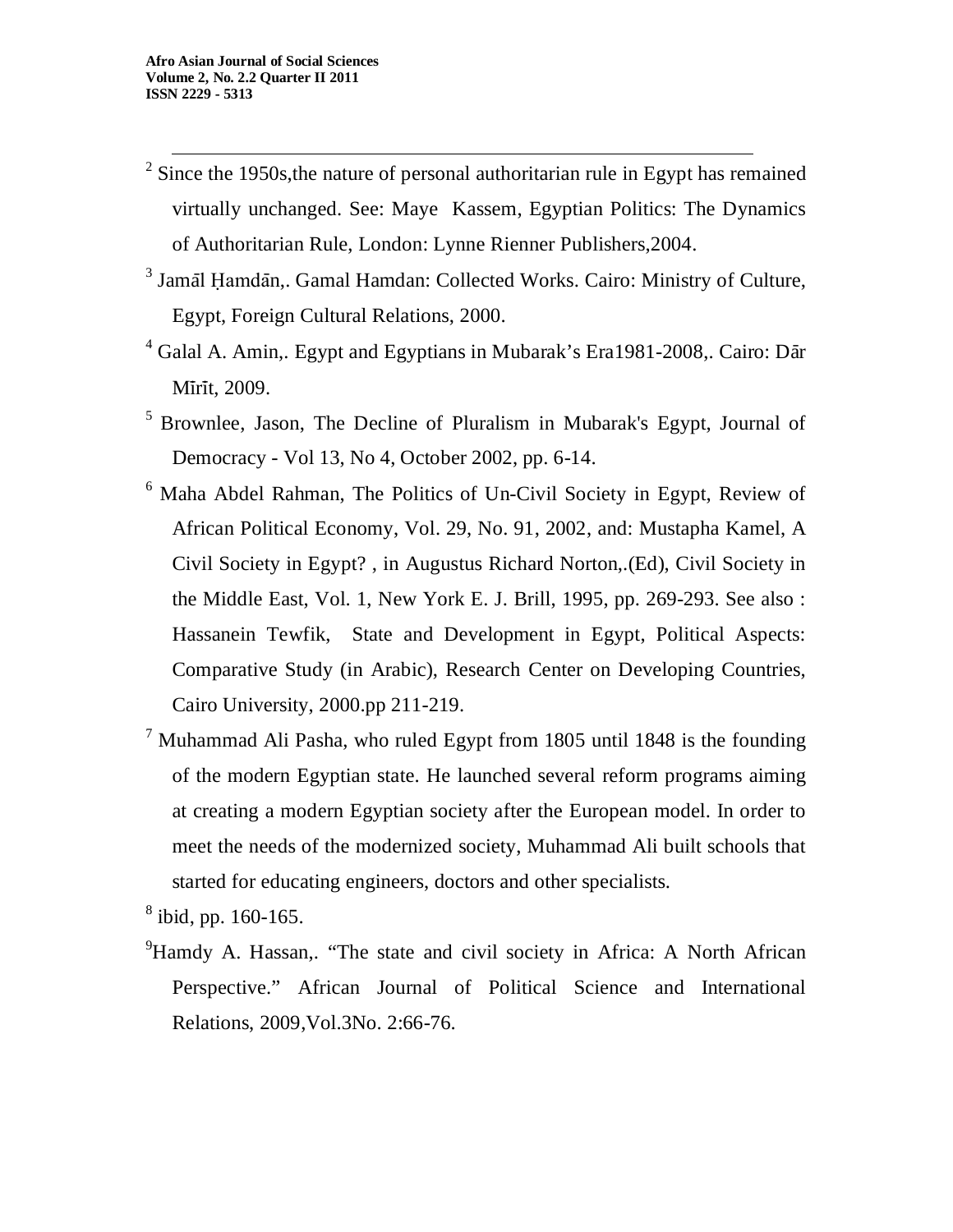[2] Since the 1950s,the nature of personal authoritarian rule in Egypt has remained virtually unchanged. See: Maye Kassem, Egyptian Politics: The Dynamics of Authoritarian Rule, London: Lynne Rienner Publishers,2004.

[3] Jamāl Ḥamdān,. Gamal Hamdan: Collected Works. Cairo: Ministry of Culture, Egypt, Foreign Cultural Relations, 2000.

[4] Galal A. Amin,. Egypt and Egyptians in Mubarak's Era1981-2008,. Cairo: Dār Mīrīt, 2009.

[5] Brownlee, Jason, The Decline of Pluralism in Mubarak's Egypt, Journal of Democracy - Vol 13, No 4, October 2002, pp. 6-14.

[6] Maha Abdel Rahman, The Politics of Un-Civil Society in Egypt, Review of African Political Economy, Vol. 29, No. 91, 2002, and: Mustapha Kamel, A Civil Society in Egypt? , in Augustus Richard Norton,.(Ed), Civil Society in the Middle East, Vol. 1, New York E. J. Brill, 1995, pp. 269-293. See also : Hassanein Tewfik, State and Development in Egypt, Political Aspects: Comparative Study (in Arabic), Research Center on Developing Countries, Cairo University, 2000.pp 211-219.

[7] Muhammad Ali Pasha, who ruled Egypt from 1805 until 1848 is the founding of the modern Egyptian state. He launched several reform programs aiming at creating a modern Egyptian society after the European model. In order to meet the needs of the modernized society, Muhammad Ali built schools that started for educating engineers, doctors and other specialists.

[8] ibid, pp. 160-165.

[9]Hamdy A. Hassan,. "The state and civil society in Africa: A North African Perspective." African Journal of Political Science and International Relations, 2009,Vol.3No. 2:66-76.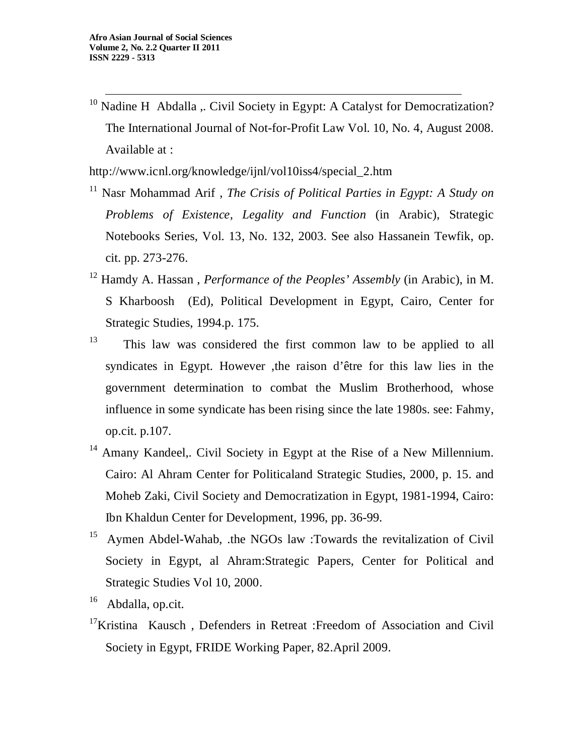[10] Nadine H Abdalla ,. Civil Society in Egypt: A Catalyst for Democratization? The International Journal of Not-for-Profit Law Vol. 10, No. 4, August 2008. Available at :

http://www.icnl.org/knowledge/ijnl/vol10iss4/special_2.htm

[11] Nasr Mohammad Arif , *The Crisis of Political Parties in Egypt: A Study on Problems of Existence, Legality and Function* (in Arabic), Strategic Notebooks Series, Vol. 13, No. 132, 2003. See also Hassanein Tewfik, op. cit. pp. 273-276.

[12] Hamdy A. Hassan , *Performance of the Peoples' Assembly* (in Arabic), in M. S Kharboosh (Ed), Political Development in Egypt, Cairo, Center for Strategic Studies, 1994.p. 175.

[13] This law was considered the first common law to be applied to all syndicates in Egypt. However ,the raison d'être for this law lies in the government determination to combat the Muslim Brotherhood, whose influence in some syndicate has been rising since the late 1980s. see: Fahmy, op.cit. p.107.

[14] Amany Kandeel,. Civil Society in Egypt at the Rise of a New Millennium. Cairo: Al Ahram Center for Politicaland Strategic Studies, 2000, p. 15. and Moheb Zaki, Civil Society and Democratization in Egypt, 1981-1994, Cairo: Ibn Khaldun Center for Development, 1996, pp. 36-99.

[15] Aymen Abdel-Wahab, .the NGOs law :Towards the revitalization of Civil Society in Egypt, al Ahram:Strategic Papers, Center for Political and Strategic Studies Vol 10, 2000.

[16] Abdalla, op.cit.

[17] Kristina Kausch , Defenders in Retreat :Freedom of Association and Civil Society in Egypt, FRIDE Working Paper, 82.April 2009.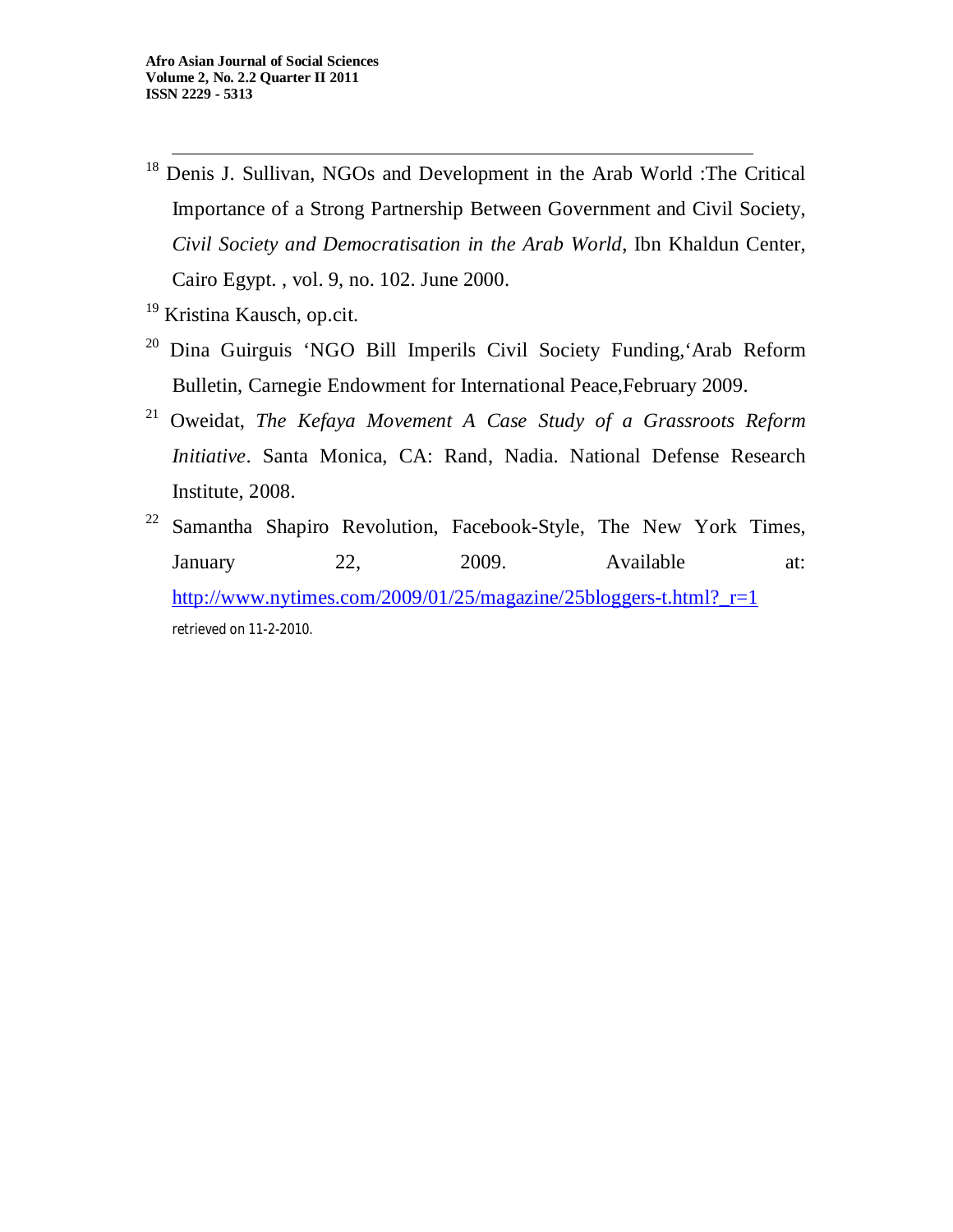[18] Denis J. Sullivan, NGOs and Development in the Arab World :The Critical Importance of a Strong Partnership Between Government and Civil Society, *Civil Society and Democratisation in the Arab World*, Ibn Khaldun Center, Cairo Egypt. , vol. 9, no. 102. June 2000.

[19] Kristina Kausch, op.cit.

[20] Dina Guirguis 'NGO Bill Imperils Civil Society Funding,'Arab Reform Bulletin, Carnegie Endowment for International Peace,February 2009.

[21] Oweidat, *The Kefaya Movement A Case Study of a Grassroots Reform Initiative*. Santa Monica, CA: Rand, Nadia. National Defense Research Institute, 2008.

[22] Samantha Shapiro Revolution, Facebook-Style, The New York Times, January 22, 2009. Available at: [http://www.nytimes.com/2009/01/25/magazine/25bloggers-t.html?_r=1](http://www.nytimes.com/2009/01/25/magazine/25bloggers-t.html?_r=1) retrieved on 11-2-2010.